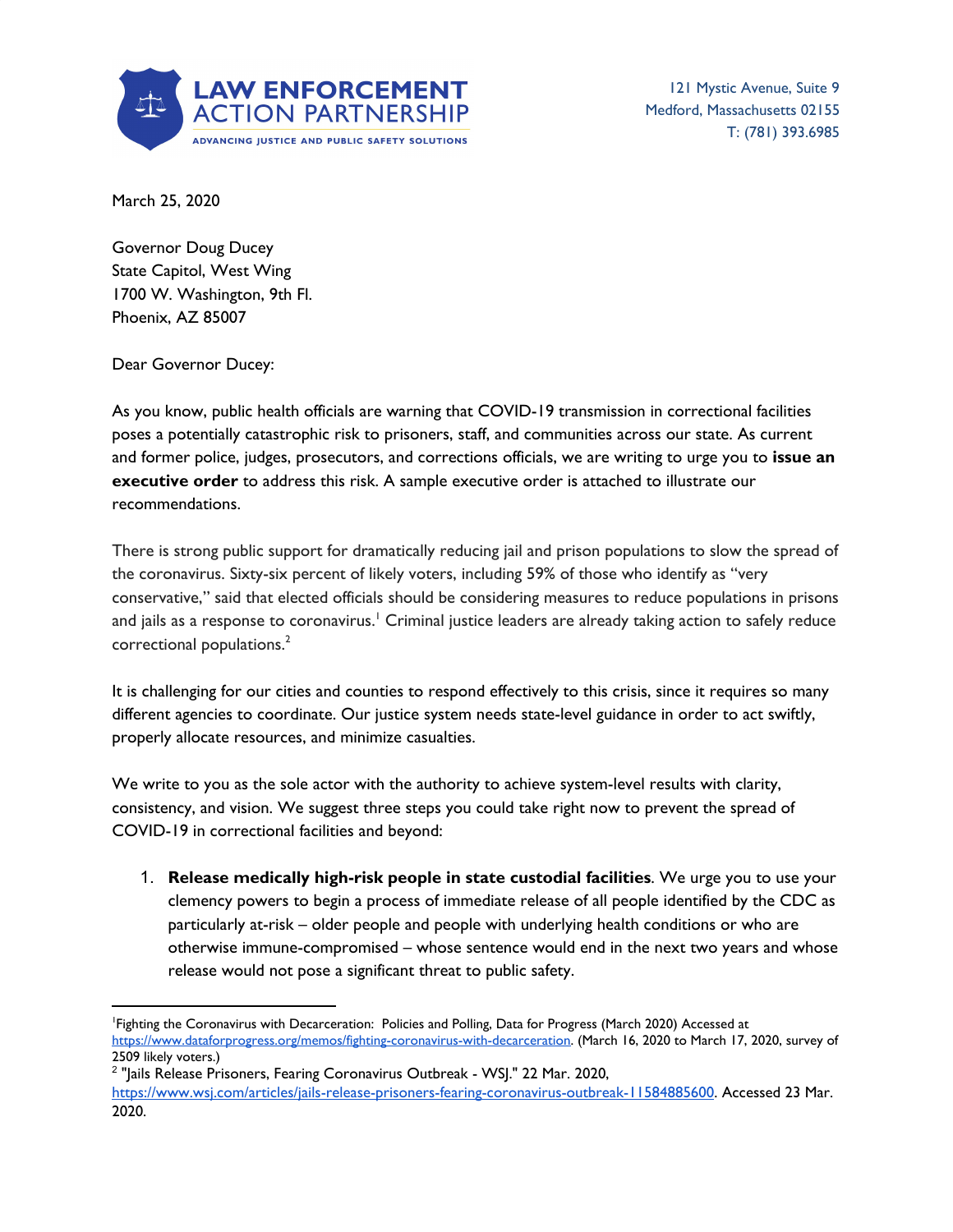**LAW ENFORCEMENT ACTION PARTNERSHIP**
ADVANCING JUSTICE AND PUBLIC SAFETY SOLUTIONS

121 Mystic Avenue, Suite 9
Medford, Massachusetts 02155
T: (781) 393.6985

March 25, 2020

Governor Doug Ducey
State Capitol, West Wing
1700 W. Washington, 9th Fl.
Phoenix, AZ 85007

Dear Governor Ducey:

As you know, public health officials are warning that COVID-19 transmission in correctional facilities poses a potentially catastrophic risk to prisoners, staff, and communities across our state. As current and former police, judges, prosecutors, and corrections officials, we are writing to urge you to **issue an executive order** to address this risk. A sample executive order is attached to illustrate our recommendations.

There is strong public support for dramatically reducing jail and prison populations to slow the spread of the coronavirus. Sixty-six percent of likely voters, including 59% of those who identify as "very conservative," said that elected officials should be considering measures to reduce populations in prisons and jails as a response to coronavirus.[1] Criminal justice leaders are already taking action to safely reduce correctional populations.[2]

It is challenging for our cities and counties to respond effectively to this crisis, since it requires so many different agencies to coordinate. Our justice system needs state-level guidance in order to act swiftly, properly allocate resources, and minimize casualties.

We write to you as the sole actor with the authority to achieve system-level results with clarity, consistency, and vision. We suggest three steps you could take right now to prevent the spread of COVID-19 in correctional facilities and beyond:

1. **Release medically high-risk people in state custodial facilities**. We urge you to use your clemency powers to begin a process of immediate release of all people identified by the CDC as particularly at-risk – older people and people with underlying health conditions or who are otherwise immune-compromised – whose sentence would end in the next two years and whose release would not pose a significant threat to public safety.

---

[1] Fighting the Coronavirus with Decarceration: Policies and Polling, Data for Progress (March 2020) Accessed at https://www.dataforprogress.org/memos/fighting-coronavirus-with-decarceration. (March 16, 2020 to March 17, 2020, survey of 2509 likely voters.)

[2] "Jails Release Prisoners, Fearing Coronavirus Outbreak - WSJ." 22 Mar. 2020, https://www.wsj.com/articles/jails-release-prisoners-fearing-coronavirus-outbreak-11584885600. Accessed 23 Mar. 2020.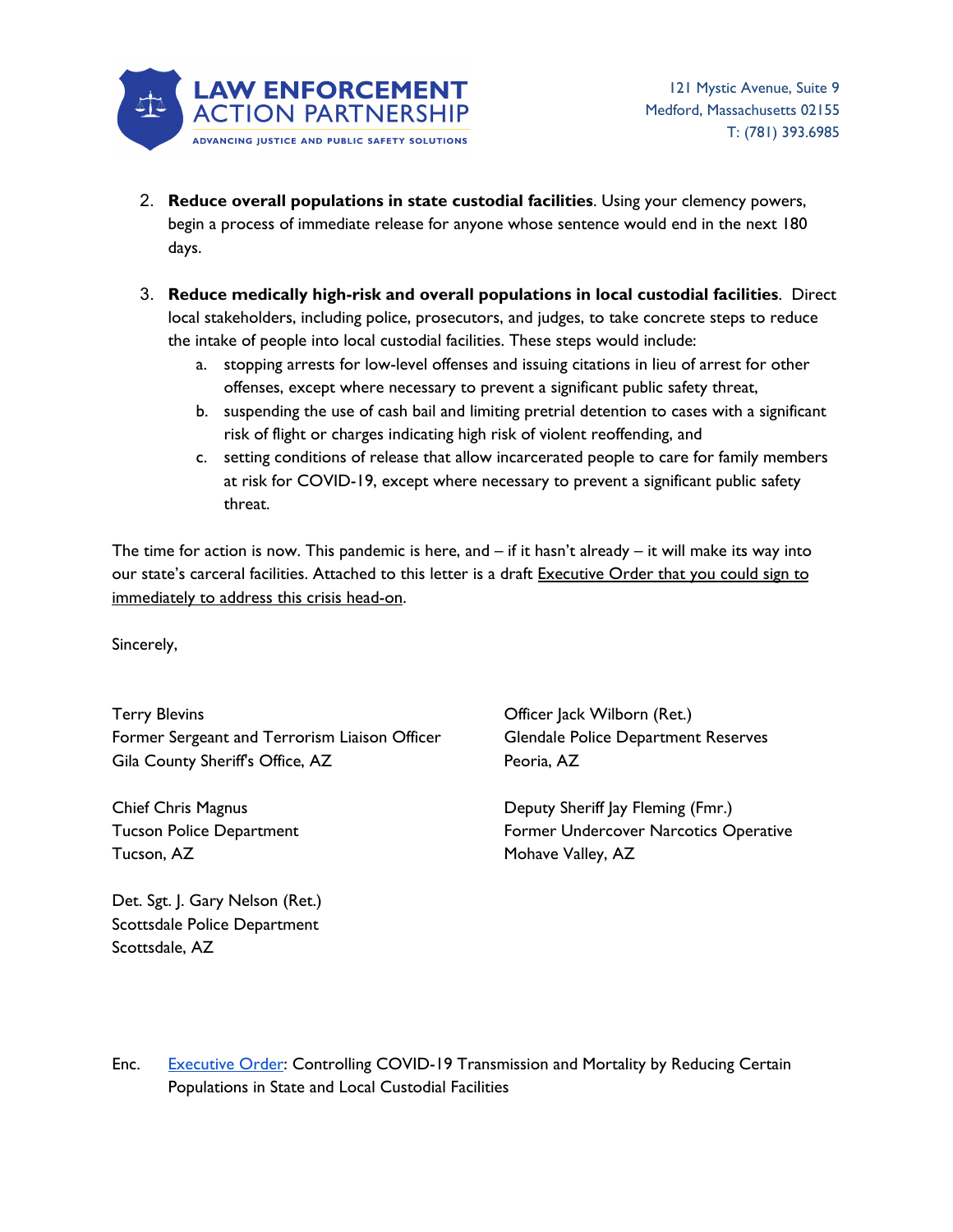2. **Reduce overall populations in state custodial facilities**. Using your clemency powers, begin a process of immediate release for anyone whose sentence would end in the next 180 days.

3. **Reduce medically high-risk and overall populations in local custodial facilities**. Direct local stakeholders, including police, prosecutors, and judges, to take concrete steps to reduce the intake of people into local custodial facilities. These steps would include:
   a. stopping arrests for low-level offenses and issuing citations in lieu of arrest for other offenses, except where necessary to prevent a significant public safety threat,
   b. suspending the use of cash bail and limiting pretrial detention to cases with a significant risk of flight or charges indicating high risk of violent reoffending, and
   c. setting conditions of release that allow incarcerated people to care for family members at risk for COVID-19, except where necessary to prevent a significant public safety threat.

The time for action is now. This pandemic is here, and – if it hasn't already – it will make its way into our state's carceral facilities. Attached to this letter is a draft Executive Order that you could sign to immediately to address this crisis head-on.

Sincerely,

Terry Blevins
Former Sergeant and Terrorism Liaison Officer
Gila County Sheriff's Office, AZ

Chief Chris Magnus
Tucson Police Department
Tucson, AZ

Det. Sgt. J. Gary Nelson (Ret.)
Scottsdale Police Department
Scottsdale, AZ

Officer Jack Wilborn (Ret.)
Glendale Police Department Reserves
Peoria, AZ

Deputy Sheriff Jay Fleming (Fmr.)
Former Undercover Narcotics Operative
Mohave Valley, AZ

Enc. Executive Order: Controlling COVID-19 Transmission and Mortality by Reducing Certain Populations in State and Local Custodial Facilities